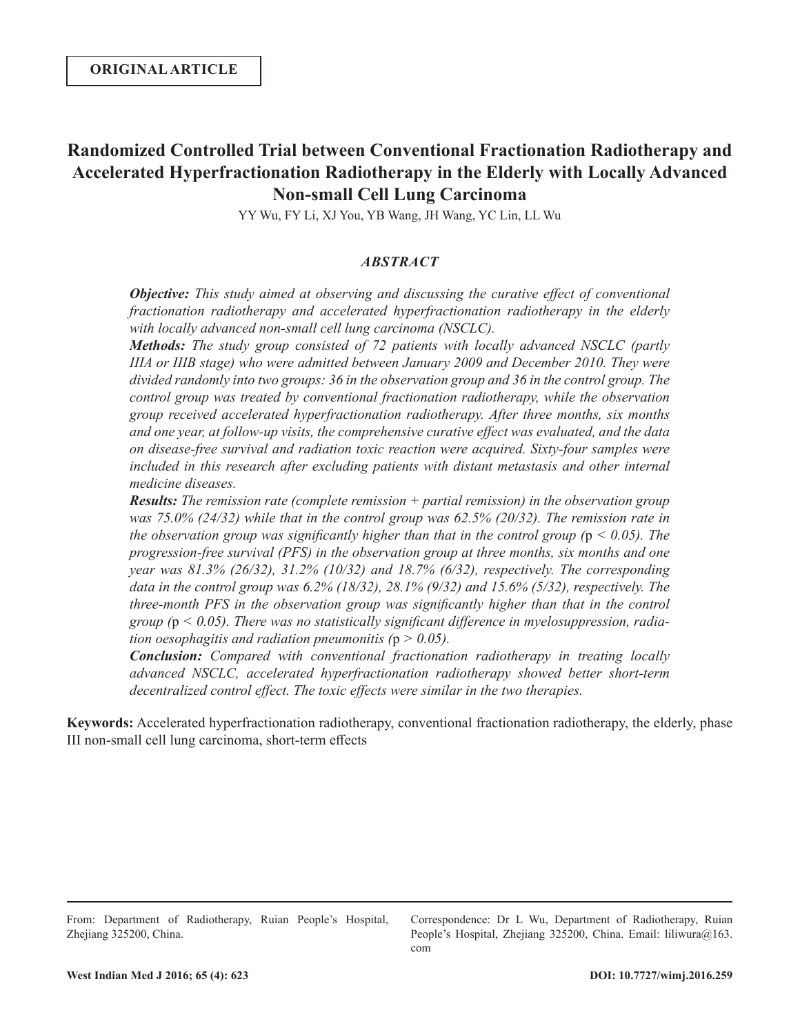**ORIGINAL ARTICLE**

# Randomized Controlled Trial between Conventional Fractionation Radiotherapy and Accelerated Hyperfractionation Radiotherapy in the Elderly with Locally Advanced Non-small Cell Lung Carcinoma

YY Wu, FY Li, XJ You, YB Wang, JH Wang, YC Lin, LL Wu

## *ABSTRACT*

***Objective:*** *This study aimed at observing and discussing the curative effect of conventional fractionation radiotherapy and accelerated hyperfractionation radiotherapy in the elderly with locally advanced non-small cell lung carcinoma (NSCLC).*

***Methods:*** *The study group consisted of 72 patients with locally advanced NSCLC (partly IIIA or IIIB stage) who were admitted between January 2009 and December 2010. They were divided randomly into two groups: 36 in the observation group and 36 in the control group. The control group was treated by conventional fractionation radiotherapy, while the observation group received accelerated hyperfractionation radiotherapy. After three months, six months and one year, at follow-up visits, the comprehensive curative effect was evaluated, and the data on disease-free survival and radiation toxic reaction were acquired. Sixty-four samples were included in this research after excluding patients with distant metastasis and other internal medicine diseases.*

***Results:*** *The remission rate (complete remission + partial remission) in the observation group was 75.0% (24/32) while that in the control group was 62.5% (20/32). The remission rate in the observation group was significantly higher than that in the control group ($p < 0.05$). The progression-free survival (PFS) in the observation group at three months, six months and one year was 81.3% (26/32), 31.2% (10/32) and 18.7% (6/32), respectively. The corresponding data in the control group was 6.2% (18/32), 28.1% (9/32) and 15.6% (5/32), respectively. The three-month PFS in the observation group was significantly higher than that in the control group ($p < 0.05$). There was no statistically significant difference in myelosuppression, radiation oesophagitis and radiation pneumonitis ($p > 0.05$).*

***Conclusion:*** *Compared with conventional fractionation radiotherapy in treating locally advanced NSCLC, accelerated hyperfractionation radiotherapy showed better short-term decentralized control effect. The toxic effects were similar in the two therapies.*

**Keywords:** Accelerated hyperfractionation radiotherapy, conventional fractionation radiotherapy, the elderly, phase III non-small cell lung carcinoma, short-term effects

From: Department of Radiotherapy, Ruian People's Hospital, Zhejiang 325200, China.

Correspondence: Dr L Wu, Department of Radiotherapy, Ruian People's Hospital, Zhejiang 325200, China. Email: liliwura@163.com

DOI: 10.7727/wimj.2016.259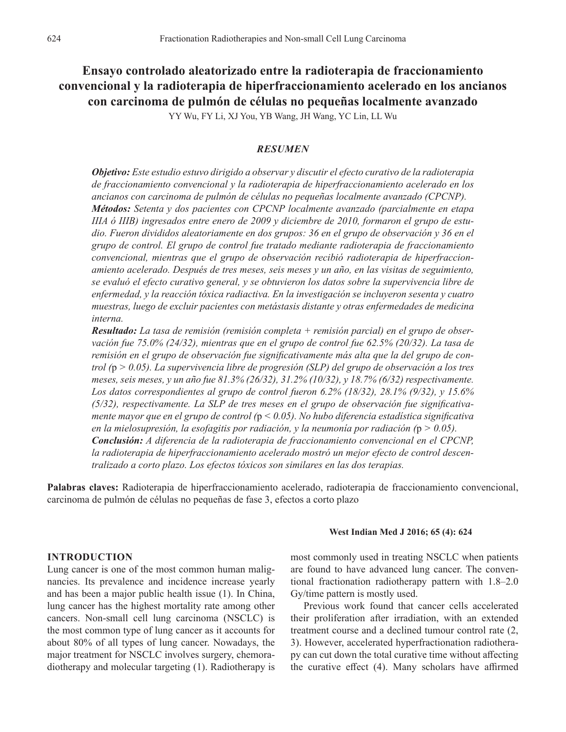# Ensayo controlado aleatorizado entre la radioterapia de fraccionamiento convencional y la radioterapia de hiperfraccionamiento acelerado en los ancianos con carcinoma de pulmón de células no pequeñas localmente avanzado

YY Wu, FY Li, XJ You, YB Wang, JH Wang, YC Lin, LL Wu

## *RESUMEN*

***Objetivo:*** *Este estudio estuvo dirigido a observar y discutir el efecto curativo de la radioterapia de fraccionamiento convencional y la radioterapia de hiperfraccionamiento acelerado en los ancianos con carcinoma de pulmón de células no pequeñas localmente avanzado (CPCNP).*

***Métodos:*** *Setenta y dos pacientes con CPCNP localmente avanzado (parcialmente en etapa IIIA ó IIIB) ingresados entre enero de 2009 y diciembre de 2010, formaron el grupo de estudio. Fueron divididos aleatoriamente en dos grupos: 36 en el grupo de observación y 36 en el grupo de control. El grupo de control fue tratado mediante radioterapia de fraccionamiento convencional, mientras que el grupo de observación recibió radioterapia de hiperfraccionamiento acelerado. Después de tres meses, seis meses y un año, en las visitas de seguimiento, se evaluó el efecto curativo general, y se obtuvieron los datos sobre la supervivencia libre de enfermedad, y la reacción tóxica radiactiva. En la investigación se incluyeron sesenta y cuatro muestras, luego de excluir pacientes con metástasis distante y otras enfermedades de medicina interna.*

***Resultado:*** *La tasa de remisión (remisión completa + remisión parcial) en el grupo de observación fue 75.0% (24/32), mientras que en el grupo de control fue 62.5% (20/32). La tasa de remisión en el grupo de observación fue significativamente más alta que la del grupo de control (*$p > 0.05$*). La supervivencia libre de progresión (SLP) del grupo de observación a los tres meses, seis meses, y un año fue 81.3% (26/32), 31.2% (10/32), y 18.7% (6/32) respectivamente. Los datos correspondientes al grupo de control fueron 6.2% (18/32), 28.1% (9/32), y 15.6% (5/32), respectivamente. La SLP de tres meses en el grupo de observación fue significativamente mayor que en el grupo de control (*$p < 0.05$*). No hubo diferencia estadística significativa en la mielosupresión, la esofagitis por radiación, y la neumonía por radiación (*$p > 0.05$*).*

***Conclusión:*** *A diferencia de la radioterapia de fraccionamiento convencional en el CPCNP, la radioterapia de hiperfraccionamiento acelerado mostró un mejor efecto de control descentralizado a corto plazo. Los efectos tóxicos son similares en las dos terapias.*

**Palabras claves:** Radioterapia de hiperfraccionamiento acelerado, radioterapia de fraccionamiento convencional, carcinoma de pulmón de células no pequeñas de fase 3, efectos a corto plazo

**West Indian Med J 2016; 65 (4): 624**

## INTRODUCTION

Lung cancer is one of the most common human malignancies. Its prevalence and incidence increase yearly and has been a major public health issue (1). In China, lung cancer has the highest mortality rate among other cancers. Non-small cell lung carcinoma (NSCLC) is the most common type of lung cancer as it accounts for about 80% of all types of lung cancer. Nowadays, the major treatment for NSCLC involves surgery, chemoradiotherapy and molecular targeting (1). Radiotherapy is most commonly used in treating NSCLC when patients are found to have advanced lung cancer. The conventional fractionation radiotherapy pattern with 1.8–2.0 Gy/time pattern is mostly used.

Previous work found that cancer cells accelerated their proliferation after irradiation, with an extended treatment course and a declined tumour control rate (2, 3). However, accelerated hyperfractionation radiotherapy can cut down the total curative time without affecting the curative effect (4). Many scholars have affirmed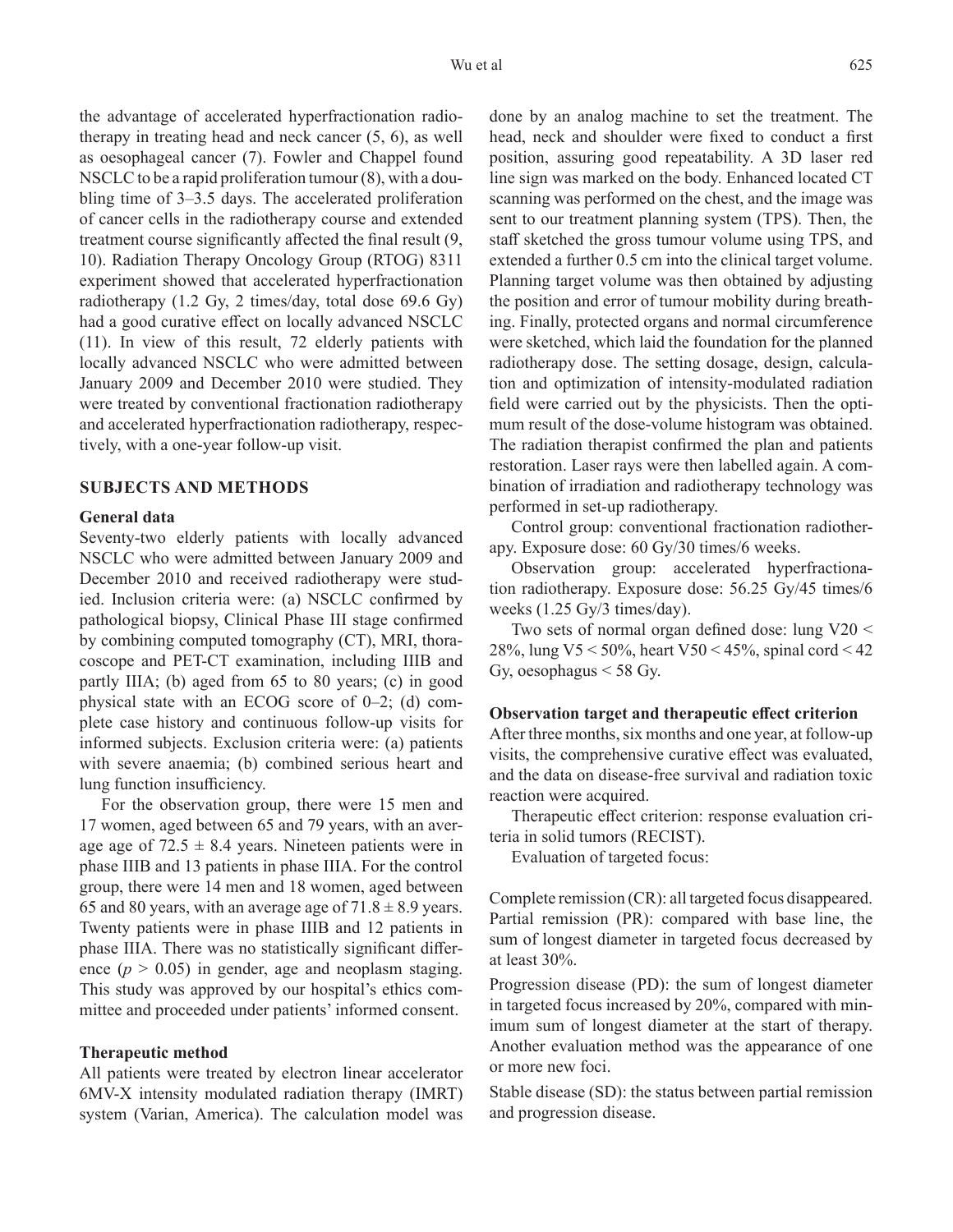the advantage of accelerated hyperfractionation radiotherapy in treating head and neck cancer (5, 6), as well as oesophageal cancer (7). Fowler and Chappel found NSCLC to be a rapid proliferation tumour (8), with a doubling time of 3–3.5 days. The accelerated proliferation of cancer cells in the radiotherapy course and extended treatment course significantly affected the final result (9, 10). Radiation Therapy Oncology Group (RTOG) 8311 experiment showed that accelerated hyperfractionation radiotherapy (1.2 Gy, 2 times/day, total dose 69.6 Gy) had a good curative effect on locally advanced NSCLC (11). In view of this result, 72 elderly patients with locally advanced NSCLC who were admitted between January 2009 and December 2010 were studied. They were treated by conventional fractionation radiotherapy and accelerated hyperfractionation radiotherapy, respectively, with a one-year follow-up visit.

## SUBJECTS AND METHODS

### General data

Seventy-two elderly patients with locally advanced NSCLC who were admitted between January 2009 and December 2010 and received radiotherapy were studied. Inclusion criteria were: (a) NSCLC confirmed by pathological biopsy, Clinical Phase III stage confirmed by combining computed tomography (CT), MRI, thoracoscope and PET-CT examination, including IIIB and partly IIIA; (b) aged from 65 to 80 years; (c) in good physical state with an ECOG score of 0–2; (d) complete case history and continuous follow-up visits for informed subjects. Exclusion criteria were: (a) patients with severe anaemia; (b) combined serious heart and lung function insufficiency.

For the observation group, there were 15 men and 17 women, aged between 65 and 79 years, with an average age of $72.5 \pm 8.4$ years. Nineteen patients were in phase IIIB and 13 patients in phase IIIA. For the control group, there were 14 men and 18 women, aged between 65 and 80 years, with an average age of $71.8 \pm 8.9$ years. Twenty patients were in phase IIIB and 12 patients in phase IIIA. There was no statistically significant difference ($p > 0.05$) in gender, age and neoplasm staging. This study was approved by our hospital's ethics committee and proceeded under patients' informed consent.

### Therapeutic method

All patients were treated by electron linear accelerator 6MV-X intensity modulated radiation therapy (IMRT) system (Varian, America). The calculation model was done by an analog machine to set the treatment. The head, neck and shoulder were fixed to conduct a first position, assuring good repeatability. A 3D laser red line sign was marked on the body. Enhanced located CT scanning was performed on the chest, and the image was sent to our treatment planning system (TPS). Then, the staff sketched the gross tumour volume using TPS, and extended a further 0.5 cm into the clinical target volume. Planning target volume was then obtained by adjusting the position and error of tumour mobility during breathing. Finally, protected organs and normal circumference were sketched, which laid the foundation for the planned radiotherapy dose. The setting dosage, design, calculation and optimization of intensity-modulated radiation field were carried out by the physicists. Then the optimum result of the dose-volume histogram was obtained. The radiation therapist confirmed the plan and patients restoration. Laser rays were then labelled again. A combination of irradiation and radiotherapy technology was performed in set-up radiotherapy.

Control group: conventional fractionation radiotherapy. Exposure dose: 60 Gy/30 times/6 weeks.

Observation group: accelerated hyperfractionation radiotherapy. Exposure dose: 56.25 Gy/45 times/6 weeks (1.25 Gy/3 times/day).

Two sets of normal organ defined dose: lung $V20 < 28\%$, lung $V5 < 50\%$, heart $V50 < 45\%$, spinal cord < 42 Gy, oesophagus < 58 Gy.

### Observation target and therapeutic effect criterion

After three months, six months and one year, at follow-up visits, the comprehensive curative effect was evaluated, and the data on disease-free survival and radiation toxic reaction were acquired.

Therapeutic effect criterion: response evaluation criteria in solid tumors (RECIST).

Evaluation of targeted focus:

Complete remission (CR): all targeted focus disappeared.

Partial remission (PR): compared with base line, the sum of longest diameter in targeted focus decreased by at least 30%.

Progression disease (PD): the sum of longest diameter in targeted focus increased by 20%, compared with minimum sum of longest diameter at the start of therapy. Another evaluation method was the appearance of one or more new foci.

Stable disease (SD): the status between partial remission and progression disease.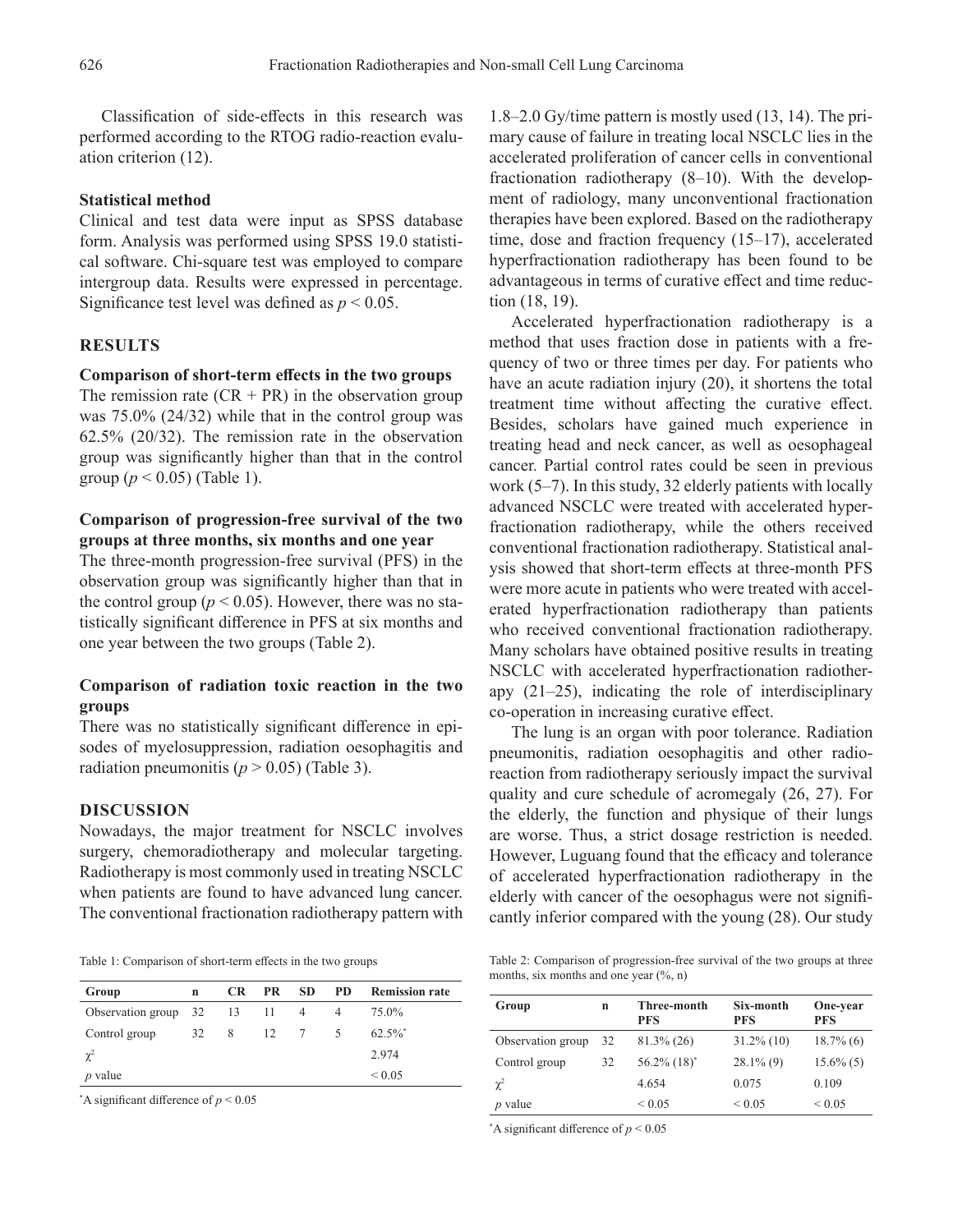Classification of side-effects in this research was performed according to the RTOG radio-reaction evaluation criterion (12).

### Statistical method

Clinical and test data were input as SPSS database form. Analysis was performed using SPSS 19.0 statistical software. Chi-square test was employed to compare intergroup data. Results were expressed in percentage. Significance test level was defined as $p < 0.05$.

## RESULTS

### Comparison of short-term effects in the two groups

The remission rate (CR + PR) in the observation group was 75.0% (24/32) while that in the control group was 62.5% (20/32). The remission rate in the observation group was significantly higher than that in the control group ($p < 0.05$) (Table 1).

### Comparison of progression-free survival of the two groups at three months, six months and one year

The three-month progression-free survival (PFS) in the observation group was significantly higher than that in the control group ($p < 0.05$). However, there was no statistically significant difference in PFS at six months and one year between the two groups (Table 2).

### Comparison of radiation toxic reaction in the two groups

There was no statistically significant difference in episodes of myelosuppression, radiation oesophagitis and radiation pneumonitis ($p > 0.05$) (Table 3).

## DISCUSSION

Nowadays, the major treatment for NSCLC involves surgery, chemoradiotherapy and molecular targeting. Radiotherapy is most commonly used in treating NSCLC when patients are found to have advanced lung cancer. The conventional fractionation radiotherapy pattern with 1.8–2.0 Gy/time pattern is mostly used (13, 14). The primary cause of failure in treating local NSCLC lies in the accelerated proliferation of cancer cells in conventional fractionation radiotherapy (8–10). With the development of radiology, many unconventional fractionation therapies have been explored. Based on the radiotherapy time, dose and fraction frequency (15–17), accelerated hyperfractionation radiotherapy has been found to be advantageous in terms of curative effect and time reduction (18, 19).

Accelerated hyperfractionation radiotherapy is a method that uses fraction dose in patients with a frequency of two or three times per day. For patients who have an acute radiation injury (20), it shortens the total treatment time without affecting the curative effect. Besides, scholars have gained much experience in treating head and neck cancer, as well as oesophageal cancer. Partial control rates could be seen in previous work (5–7). In this study, 32 elderly patients with locally advanced NSCLC were treated with accelerated hyperfractionation radiotherapy, while the others received conventional fractionation radiotherapy. Statistical analysis showed that short-term effects at three-month PFS were more acute in patients who were treated with accelerated hyperfractionation radiotherapy than patients who received conventional fractionation radiotherapy. Many scholars have obtained positive results in treating NSCLC with accelerated hyperfractionation radiotherapy (21–25), indicating the role of interdisciplinary co-operation in increasing curative effect.

The lung is an organ with poor tolerance. Radiation pneumonitis, radiation oesophagitis and other radioreaction from radiotherapy seriously impact the survival quality and cure schedule of acromegaly (26, 27). For the elderly, the function and physique of their lungs are worse. Thus, a strict dosage restriction is needed. However, Luguang found that the efficacy and tolerance of accelerated hyperfractionation radiotherapy in the elderly with cancer of the oesophagus were not significantly inferior compared with the young (28). Our study

Table 1: Comparison of short-term effects in the two groups

| Group | n | CR | PR | SD | PD | Remission rate |
|---|---|---|---|---|---|---|
| Observation group | 32 | 13 | 11 | 4 | 4 | 75.0% |
| Control group | 32 | 8 | 12 | 7 | 5 | 62.5%* |
| $\chi^2$ | | | | | | 2.974 |
| $p$ value | | | | | | $< 0.05$ |

*A significant difference of $p < 0.05$

Table 2: Comparison of progression-free survival of the two groups at three months, six months and one year (%, n)

| Group | n | Three-month PFS | Six-month PFS | One-year PFS |
|---|---|---|---|---|
| Observation group | 32 | 81.3% (26) | 31.2% (10) | 18.7% (6) |
| Control group | 32 | 56.2% (18)* | 28.1% (9) | 15.6% (5) |
| $\chi^2$ | | 4.654 | 0.075 | 0.109 |
| $p$ value | | $< 0.05$ | $< 0.05$ | $< 0.05$ |

*A significant difference of $p < 0.05$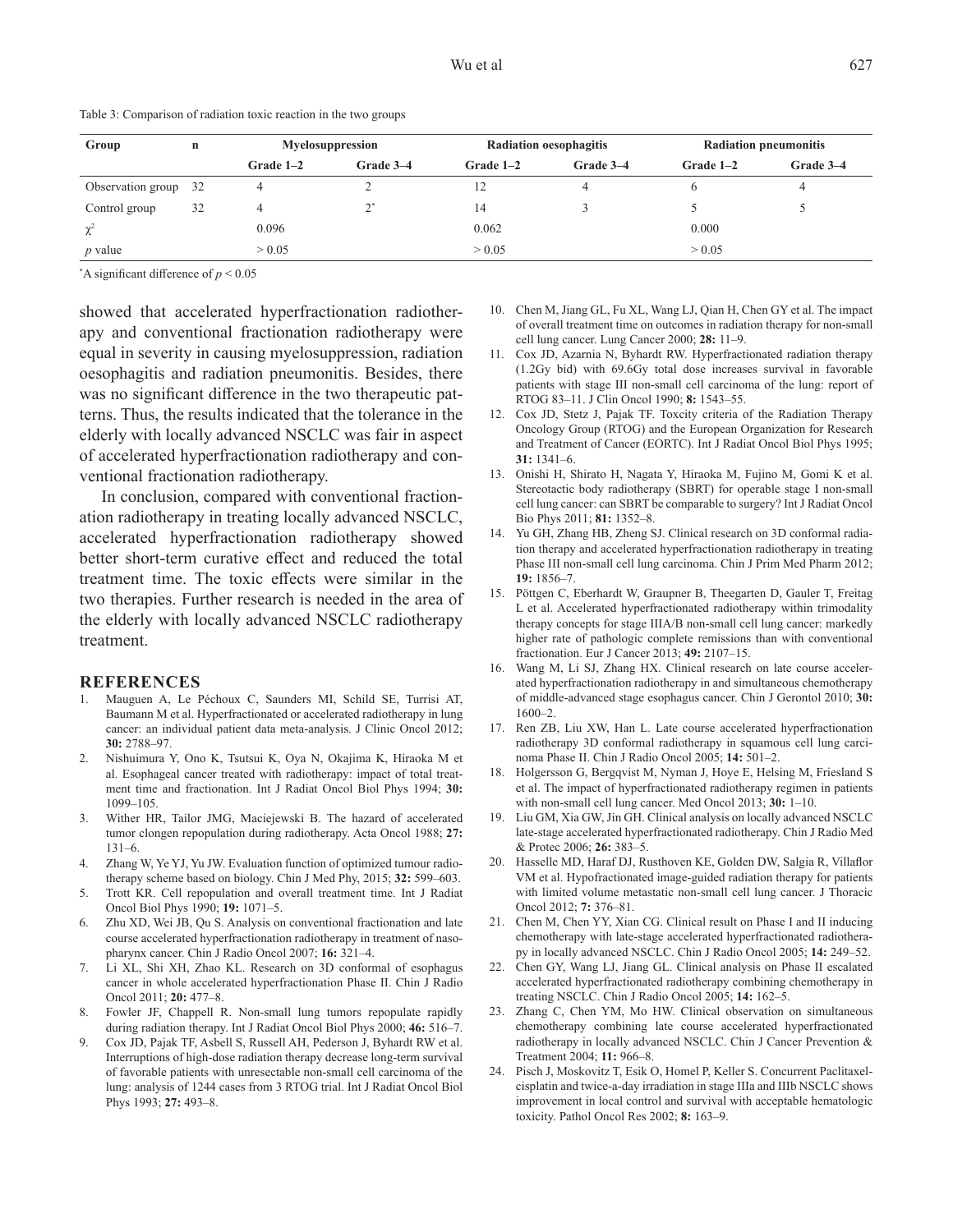Table 3: Comparison of radiation toxic reaction in the two groups

| Group | n | Myelosuppression | | Radiation oesophagitis | | Radiation pneumonitis | |
|---|---|---|---|---|---|---|---|
| | | Grade 1–2 | Grade 3–4 | Grade 1–2 | Grade 3–4 | Grade 1–2 | Grade 3–4 |
| Observation group | 32 | 4 | 2 | 12 | 4 | 6 | 4 |
| Control group | 32 | 4 | 2* | 14 | 3 | 5 | 5 |
| $\chi^2$ | | 0.096 | | 0.062 | | 0.000 | |
| *p* value | | > 0.05 | | > 0.05 | | > 0.05 | |

*A significant difference of $p < 0.05$

showed that accelerated hyperfractionation radiotherapy and conventional fractionation radiotherapy were equal in severity in causing myelosuppression, radiation oesophagitis and radiation pneumonitis. Besides, there was no significant difference in the two therapeutic patterns. Thus, the results indicated that the tolerance in the elderly with locally advanced NSCLC was fair in aspect of accelerated hyperfractionation radiotherapy and conventional fractionation radiotherapy.

In conclusion, compared with conventional fractionation radiotherapy in treating locally advanced NSCLC, accelerated hyperfractionation radiotherapy showed better short-term curative effect and reduced the total treatment time. The toxic effects were similar in the two therapies. Further research is needed in the area of the elderly with locally advanced NSCLC radiotherapy treatment.

## REFERENCES

1. Mauguen A, Le Péchoux C, Saunders MI, Schild SE, Turrisi AT, Baumann M et al. Hyperfractionated or accelerated radiotherapy in lung cancer: an individual patient data meta-analysis. J Clinic Oncol 2012; **30:** 2788–97.
2. Nishuimura Y, Ono K, Tsutsui K, Oya N, Okajima K, Hiraoka M et al. Esophageal cancer treated with radiotherapy: impact of total treatment time and fractionation. Int J Radiat Oncol Biol Phys 1994; **30:** 1099–105.
3. Wither HR, Tailor JMG, Maciejewski B. The hazard of accelerated tumor clongen repopulation during radiotherapy. Acta Oncol 1988; **27:** 131–6.
4. Zhang W, Ye YJ, Yu JW. Evaluation function of optimized tumour radiotherapy scheme based on biology. Chin J Med Phy, 2015; **32:** 599–603.
5. Trott KR. Cell repopulation and overall treatment time. Int J Radiat Oncol Biol Phys 1990; **19:** 1071–5.
6. Zhu XD, Wei JB, Qu S. Analysis on conventional fractionation and late course accelerated hyperfractionation radiotherapy in treatment of nasopharynx cancer. Chin J Radio Oncol 2007; **16:** 321–4.
7. Li XL, Shi XH, Zhao KL. Research on 3D conformal of esophagus cancer in whole accelerated hyperfractionation Phase II. Chin J Radio Oncol 2011; **20:** 477–8.
8. Fowler JF, Chappell R. Non-small lung tumors repopulate rapidly during radiation therapy. Int J Radiat Oncol Biol Phys 2000; **46:** 516–7.
9. Cox JD, Pajak TF, Asbell S, Russell AH, Pederson J, Byhardt RW et al. Interruptions of high-dose radiation therapy decrease long-term survival of favorable patients with unresectable non-small cell carcinoma of the lung: analysis of 1244 cases from 3 RTOG trial. Int J Radiat Oncol Biol Phys 1993; **27:** 493–8.
10. Chen M, Jiang GL, Fu XL, Wang LJ, Qian H, Chen GY et al. The impact of overall treatment time on outcomes in radiation therapy for non-small cell lung cancer. Lung Cancer 2000; **28:** 11–9.
11. Cox JD, Azarnia N, Byhardt RW. Hyperfractionated radiation therapy (1.2Gy bid) with 69.6Gy total dose increases survival in favorable patients with stage III non-small cell carcinoma of the lung: report of RTOG 83–11. J Clin Oncol 1990; **8:** 1543–55.
12. Cox JD, Stetz J, Pajak TF. Toxcity criteria of the Radiation Therapy Oncology Group (RTOG) and the European Organization for Research and Treatment of Cancer (EORTC). Int J Radiat Oncol Biol Phys 1995; **31:** 1341–6.
13. Onishi H, Shirato H, Nagata Y, Hiraoka M, Fujino M, Gomi K et al. Stereotactic body radiotherapy (SBRT) for operable stage I non-small cell lung cancer: can SBRT be comparable to surgery? Int J Radiat Oncol Bio Phys 2011; **81:** 1352–8.
14. Yu GH, Zhang HB, Zheng SJ. Clinical research on 3D conformal radiation therapy and accelerated hyperfractionation radiotherapy in treating Phase III non-small cell lung carcinoma. Chin J Prim Med Pharm 2012; **19:** 1856–7.
15. Pöttgen C, Eberhardt W, Graupner B, Theegarten D, Gauler T, Freitag L et al. Accelerated hyperfractionated radiotherapy within trimodality therapy concepts for stage IIIA/B non-small cell lung cancer: markedly higher rate of pathologic complete remissions than with conventional fractionation. Eur J Cancer 2013; **49:** 2107–15.
16. Wang M, Li SJ, Zhang HX. Clinical research on late course accelerated hyperfractionation radiotherapy in and simultaneous chemotherapy of middle-advanced stage esophagus cancer. Chin J Gerontol 2010; **30:** 1600–2.
17. Ren ZB, Liu XW, Han L. Late course accelerated hyperfractionation radiotherapy 3D conformal radiotherapy in squamous cell lung carcinoma Phase II. Chin J Radio Oncol 2005; **14:** 501–2.
18. Holgersson G, Bergqvist M, Nyman J, Hoye E, Helsing M, Friesland S et al. The impact of hyperfractionated radiotherapy regimen in patients with non-small cell lung cancer. Med Oncol 2013; **30:** 1–10.
19. Liu GM, Xia GW, Jin GH. Clinical analysis on locally advanced NSCLC late-stage accelerated hyperfractionated radiotherapy. Chin J Radio Med & Protec 2006; **26:** 383–5.
20. Hasselle MD, Haraf DJ, Rusthoven KE, Golden DW, Salgia R, Villaflor VM et al. Hypofractionated image-guided radiation therapy for patients with limited volume metastatic non-small cell lung cancer. J Thoracic Oncol 2012; **7:** 376–81.
21. Chen M, Chen YY, Xian CG. Clinical result on Phase I and II inducing chemotherapy with late-stage accelerated hyperfractionated radiotherapy in locally advanced NSCLC. Chin J Radio Oncol 2005; **14:** 249–52.
22. Chen GY, Wang LJ, Jiang GL. Clinical analysis on Phase II escalated accelerated hyperfractionated radiotherapy combining chemotherapy in treating NSCLC. Chin J Radio Oncol 2005; **14:** 162–5.
23. Zhang C, Chen YM, Mo HW. Clinical observation on simultaneous chemotherapy combining late course accelerated hyperfractionated radiotherapy in locally advanced NSCLC. Chin J Cancer Prevention & Treatment 2004; **11:** 966–8.
24. Pisch J, Moskovitz T, Esik O, Homel P, Keller S. Concurrent Paclitaxel-cisplatin and twice-a-day irradiation in stage IIIa and IIIb NSCLC shows improvement in local control and survival with acceptable hematologic toxicity. Pathol Oncol Res 2002; **8:** 163–9.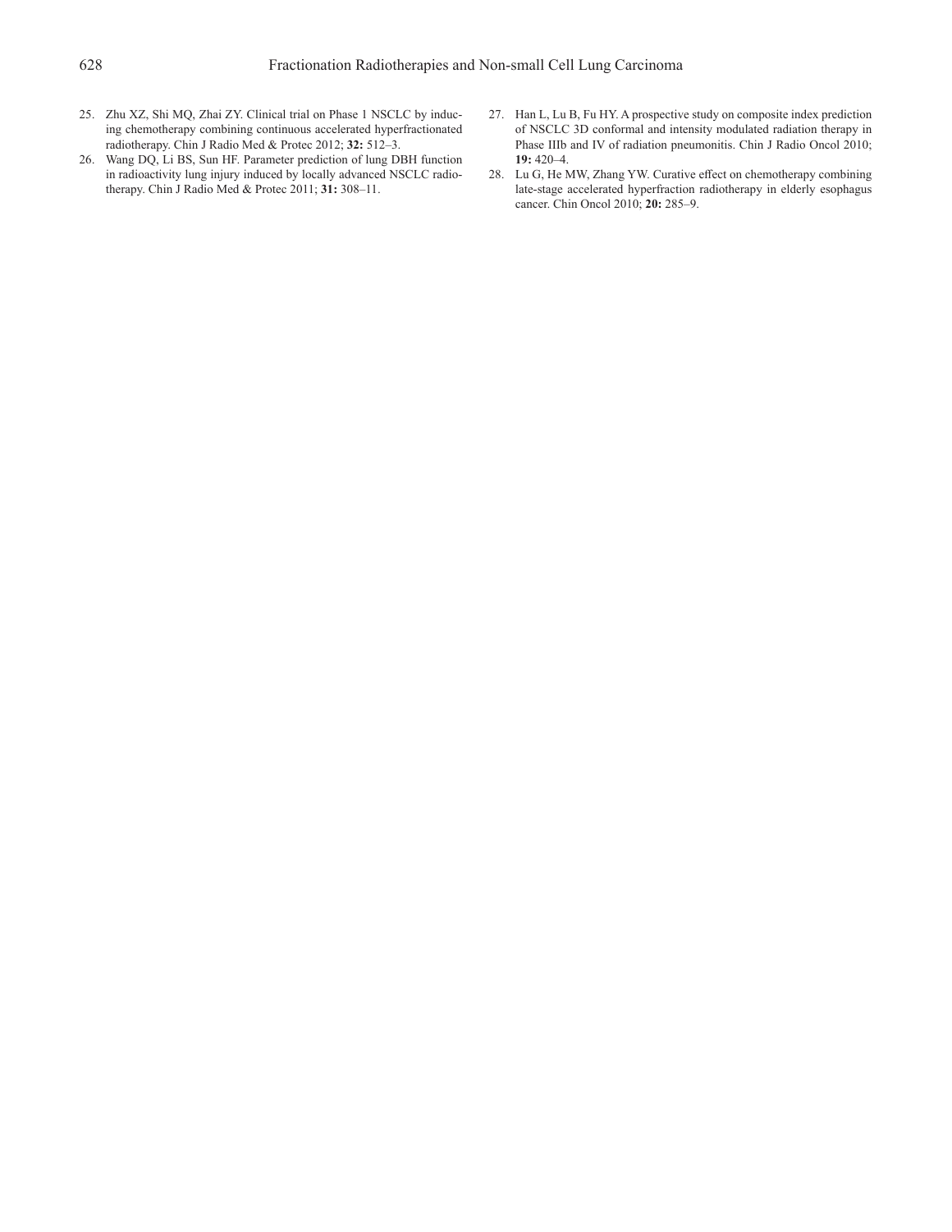25. Zhu XZ, Shi MQ, Zhai ZY. Clinical trial on Phase 1 NSCLC by inducing chemotherapy combining continuous accelerated hyperfractionated radiotherapy. Chin J Radio Med & Protec 2012; **32:** 512–3.
26. Wang DQ, Li BS, Sun HF. Parameter prediction of lung DBH function in radioactivity lung injury induced by locally advanced NSCLC radiotherapy. Chin J Radio Med & Protec 2011; **31:** 308–11.
27. Han L, Lu B, Fu HY. A prospective study on composite index prediction of NSCLC 3D conformal and intensity modulated radiation therapy in Phase IIIb and IV of radiation pneumonitis. Chin J Radio Oncol 2010; **19:** 420–4.
28. Lu G, He MW, Zhang YW. Curative effect on chemotherapy combining late-stage accelerated hyperfraction radiotherapy in elderly esophagus cancer. Chin Oncol 2010; **20:** 285–9.